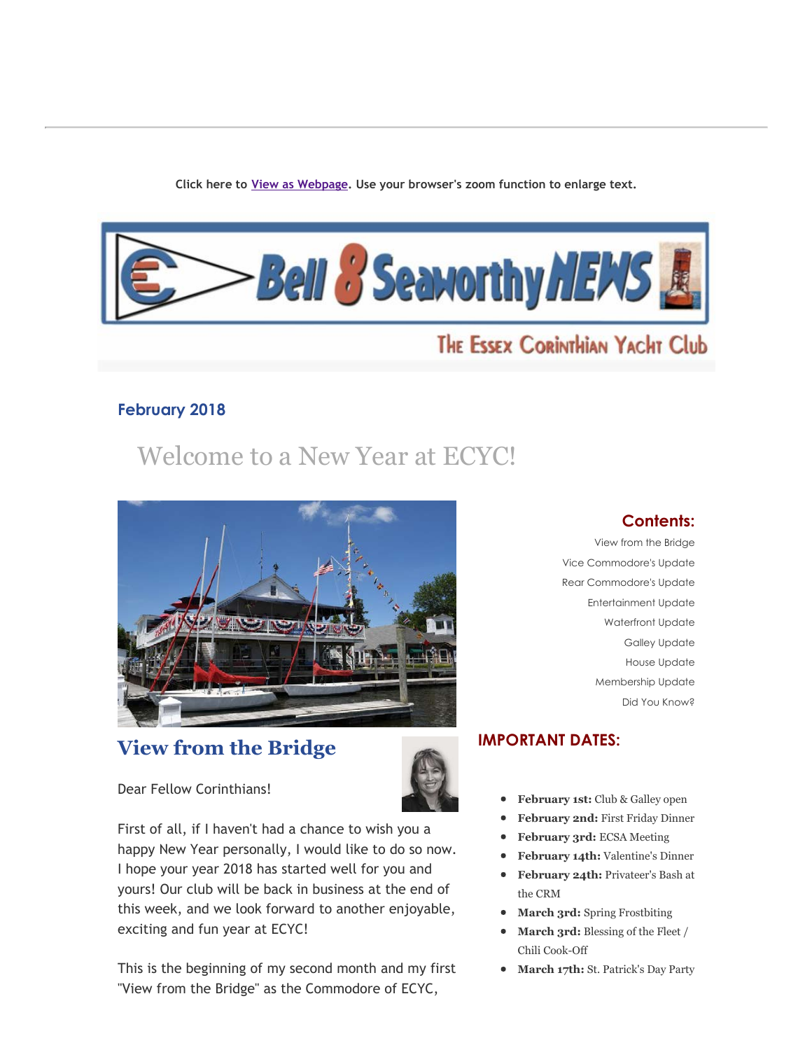Click here to View as Webpage. Use your browser's zoom function to enlarge text.

# Bell 8 Seaworthy NEWS

The Essex Corinthian Yacht Club

### February 2018

## Welcome to a New Year at ECYC!

**Contents:**

- View from the Bridge
- Vice Commodore's Update
- Rear Commodore's Update
- Entertainment Update
- Waterfront Update
- Galley Update
- House Update
- Membership Update
- Did You Know?

**IMPORTANT DATES:**

- **February 1st:** Club & Galley open
- **February 2nd:** First Friday Dinner
- **February 3rd:** ECSA Meeting
- **February 14th:** Valentine's Dinner
- **February 24th:** Privateer's Bash at the CRM
- **March 3rd:** Spring Frostbiting
- **March 3rd:** Blessing of the Fleet / Chili Cook-Off
- **March 17th:** St. Patrick's Day Party

## View from the Bridge

Dear Fellow Corinthians!

First of all, if I haven't had a chance to wish you a happy New Year personally, I would like to do so now. I hope your year 2018 has started well for you and yours! Our club will be back in business at the end of this week, and we look forward to another enjoyable, exciting and fun year at ECYC!

This is the beginning of my second month and my first "View from the Bridge" as the Commodore of ECYC,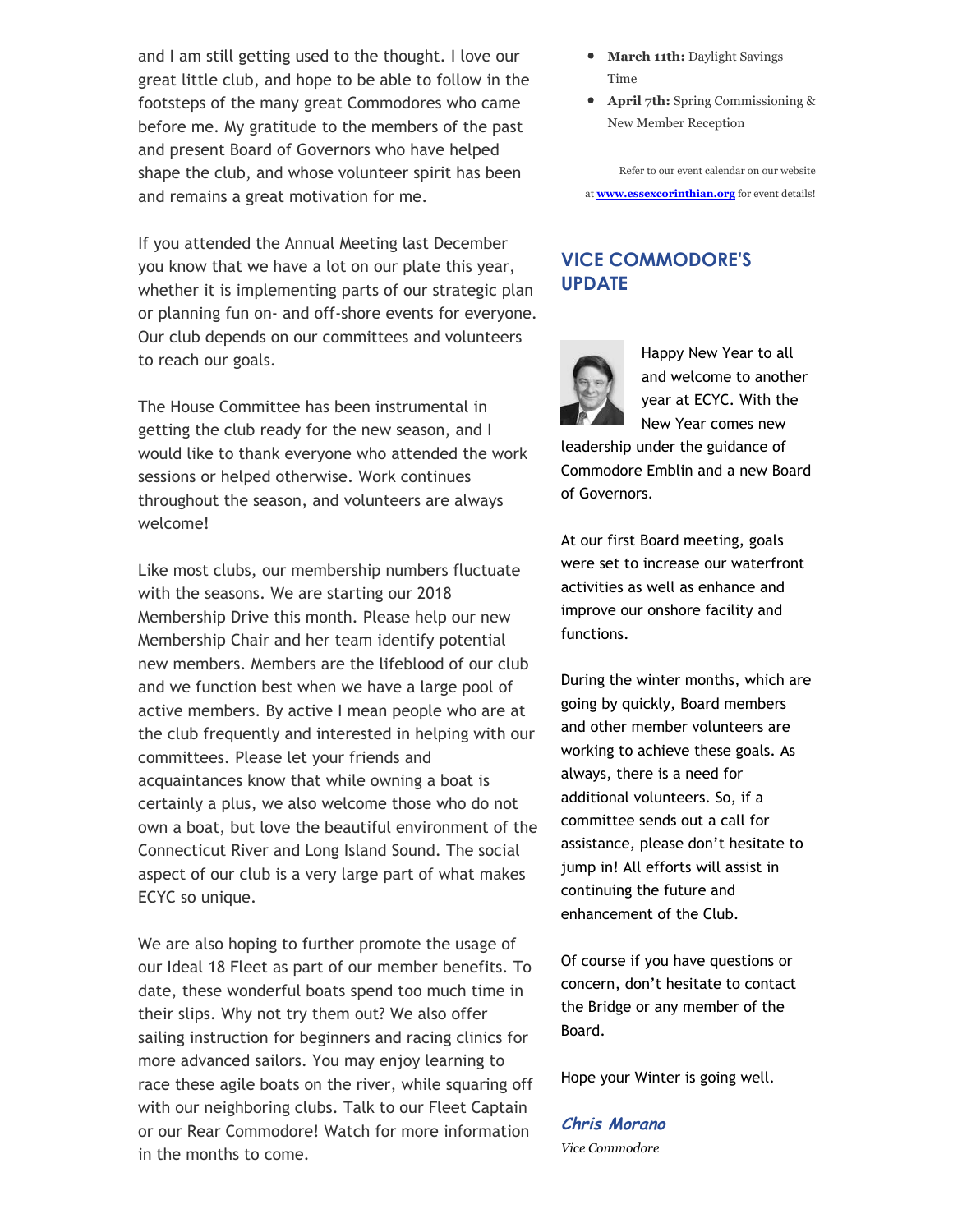and I am still getting used to the thought. I love our great little club, and hope to be able to follow in the footsteps of the many great Commodores who came before me. My gratitude to the members of the past and present Board of Governors who have helped shape the club, and whose volunteer spirit has been and remains a great motivation for me.

If you attended the Annual Meeting last December you know that we have a lot on our plate this year, whether it is implementing parts of our strategic plan or planning fun on- and off-shore events for everyone. Our club depends on our committees and volunteers to reach our goals.

The House Committee has been instrumental in getting the club ready for the new season, and I would like to thank everyone who attended the work sessions or helped otherwise. Work continues throughout the season, and volunteers are always welcome!

Like most clubs, our membership numbers fluctuate with the seasons. We are starting our 2018 Membership Drive this month. Please help our new Membership Chair and her team identify potential new members. Members are the lifeblood of our club and we function best when we have a large pool of active members. By active I mean people who are at the club frequently and interested in helping with our committees. Please let your friends and acquaintances know that while owning a boat is certainly a plus, we also welcome those who do not own a boat, but love the beautiful environment of the Connecticut River and Long Island Sound. The social aspect of our club is a very large part of what makes ECYC so unique.

We are also hoping to further promote the usage of our Ideal 18 Fleet as part of our member benefits. To date, these wonderful boats spend too much time in their slips. Why not try them out? We also offer sailing instruction for beginners and racing clinics for more advanced sailors. You may enjoy learning to race these agile boats on the river, while squaring off with our neighboring clubs. Talk to our Fleet Captain or our Rear Commodore! Watch for more information in the months to come.

- **March 11th:** Daylight Savings Time
- **April 7th:** Spring Commissioning & New Member Reception

Refer to our event calendar on our website at **www.essexcorinthian.org** for event details!

## VICE COMMODORE'S UPDATE

Happy New Year to all and welcome to another year at ECYC. With the New Year comes new leadership under the guidance of Commodore Emblin and a new Board of Governors.

At our first Board meeting, goals were set to increase our waterfront activities as well as enhance and improve our onshore facility and functions.

During the winter months, which are going by quickly, Board members and other member volunteers are working to achieve these goals. As always, there is a need for additional volunteers. So, if a committee sends out a call for assistance, please don't hesitate to jump in! All efforts will assist in continuing the future and enhancement of the Club.

Of course if you have questions or concern, don't hesitate to contact the Bridge or any member of the Board.

Hope your Winter is going well.

***Chris Morano***
*Vice Commodore*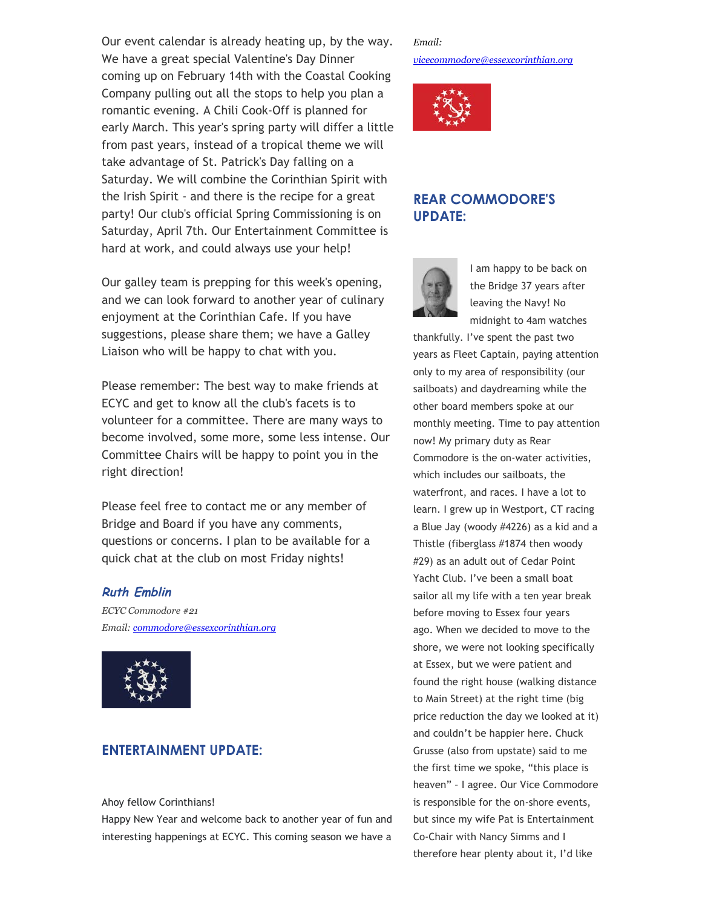Our event calendar is already heating up, by the way. We have a great special Valentine's Day Dinner coming up on February 14th with the Coastal Cooking Company pulling out all the stops to help you plan a romantic evening. A Chili Cook-Off is planned for early March. This year's spring party will differ a little from past years, instead of a tropical theme we will take advantage of St. Patrick's Day falling on a Saturday. We will combine the Corinthian Spirit with the Irish Spirit - and there is the recipe for a great party! Our club's official Spring Commissioning is on Saturday, April 7th. Our Entertainment Committee is hard at work, and could always use your help!

Our galley team is prepping for this week's opening, and we can look forward to another year of culinary enjoyment at the Corinthian Cafe. If you have suggestions, please share them; we have a Galley Liaison who will be happy to chat with you.

Please remember: The best way to make friends at ECYC and get to know all the club's facets is to volunteer for a committee. There are many ways to become involved, some more, some less intense. Our Committee Chairs will be happy to point you in the right direction!

Please feel free to contact me or any member of Bridge and Board if you have any comments, questions or concerns. I plan to be available for a quick chat at the club on most Friday nights!

***Ruth Emblin***

*ECYC Commodore #21*

*Email: commodore@essexcorinthian.org*

## ENTERTAINMENT UPDATE:

Ahoy fellow Corinthians!

Happy New Year and welcome back to another year of fun and interesting happenings at ECYC. This coming season we have a

*Email:*

*vicecommodore@essexcorinthian.org*

## REAR COMMODORE'S UPDATE:

I am happy to be back on the Bridge 37 years after leaving the Navy! No midnight to 4am watches thankfully. I've spent the past two years as Fleet Captain, paying attention only to my area of responsibility (our sailboats) and daydreaming while the other board members spoke at our monthly meeting. Time to pay attention now! My primary duty as Rear Commodore is the on-water activities, which includes our sailboats, the waterfront, and races. I have a lot to learn. I grew up in Westport, CT racing a Blue Jay (woody #4226) as a kid and a Thistle (fiberglass #1874 then woody #29) as an adult out of Cedar Point Yacht Club. I've been a small boat sailor all my life with a ten year break before moving to Essex four years ago. When we decided to move to the shore, we were not looking specifically at Essex, but we were patient and found the right house (walking distance to Main Street) at the right time (big price reduction the day we looked at it) and couldn't be happier here. Chuck Grusse (also from upstate) said to me the first time we spoke, "this place is heaven" – I agree. Our Vice Commodore is responsible for the on-shore events, but since my wife Pat is Entertainment Co-Chair with Nancy Simms and I therefore hear plenty about it, I'd like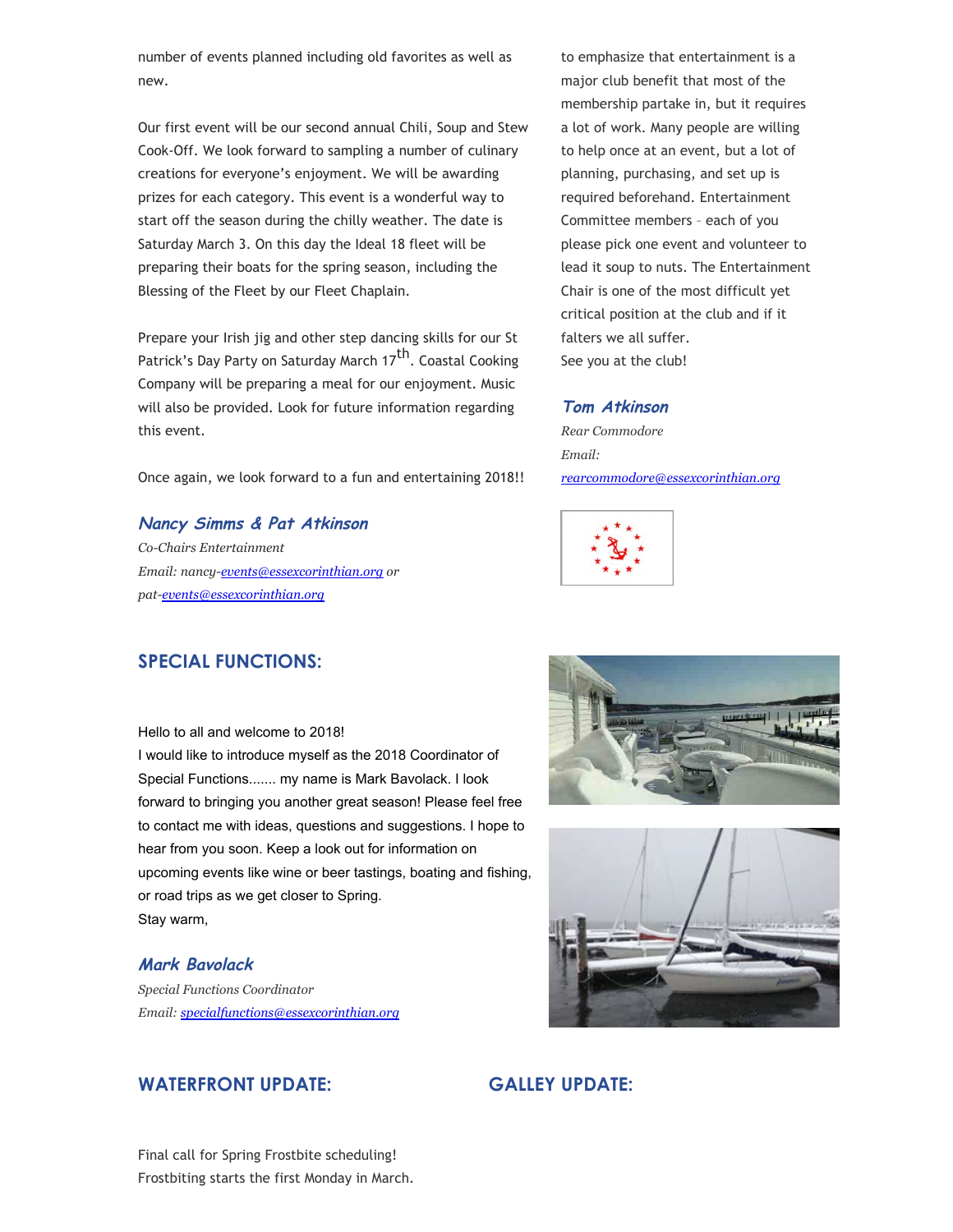number of events planned including old favorites as well as new.

Our first event will be our second annual Chili, Soup and Stew Cook-Off. We look forward to sampling a number of culinary creations for everyone's enjoyment. We will be awarding prizes for each category. This event is a wonderful way to start off the season during the chilly weather. The date is Saturday March 3. On this day the Ideal 18 fleet will be preparing their boats for the spring season, including the Blessing of the Fleet by our Fleet Chaplain.

Prepare your Irish jig and other step dancing skills for our St Patrick's Day Party on Saturday March 17th. Coastal Cooking Company will be preparing a meal for our enjoyment. Music will also be provided. Look for future information regarding this event.

Once again, we look forward to a fun and entertaining 2018!!

***Nancy Simms & Pat Atkinson***

*Co-Chairs Entertainment*

*Email: nancy-events@essexcorinthian.org or pat-events@essexcorinthian.org*

to emphasize that entertainment is a major club benefit that most of the membership partake in, but it requires a lot of work. Many people are willing to help once at an event, but a lot of planning, purchasing, and set up is required beforehand. Entertainment Committee members – each of you please pick one event and volunteer to lead it soup to nuts. The Entertainment Chair is one of the most difficult yet critical position at the club and if it falters we all suffer.

See you at the club!

***Tom Atkinson***

*Rear Commodore*

*Email:*

*rearcommodore@essexcorinthian.org*

## SPECIAL FUNCTIONS:

Hello to all and welcome to 2018!

I would like to introduce myself as the 2018 Coordinator of Special Functions....... my name is Mark Bavolack. I look forward to bringing you another great season! Please feel free to contact me with ideas, questions and suggestions. I hope to hear from you soon. Keep a look out for information on upcoming events like wine or beer tastings, boating and fishing, or road trips as we get closer to Spring.

Stay warm,

***Mark Bavolack***

*Special Functions Coordinator*

*Email: specialfunctions@essexcorinthian.org*

## WATERFRONT UPDATE:

Final call for Spring Frostbite scheduling!

Frostbiting starts the first Monday in March.

## GALLEY UPDATE: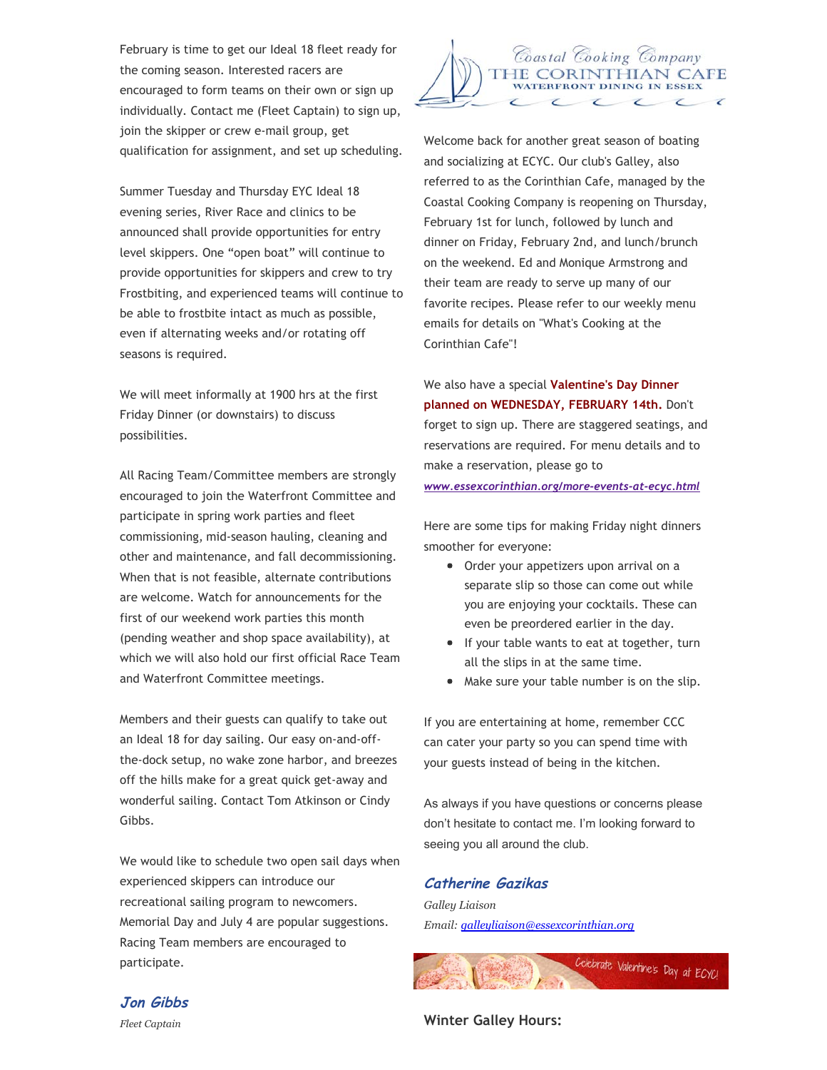February is time to get our Ideal 18 fleet ready for the coming season. Interested racers are encouraged to form teams on their own or sign up individually. Contact me (Fleet Captain) to sign up, join the skipper or crew e-mail group, get qualification for assignment, and set up scheduling.

Summer Tuesday and Thursday EYC Ideal 18 evening series, River Race and clinics to be announced shall provide opportunities for entry level skippers. One "open boat" will continue to provide opportunities for skippers and crew to try Frostbiting, and experienced teams will continue to be able to frostbite intact as much as possible, even if alternating weeks and/or rotating off seasons is required.

We will meet informally at 1900 hrs at the first Friday Dinner (or downstairs) to discuss possibilities.

All Racing Team/Committee members are strongly encouraged to join the Waterfront Committee and participate in spring work parties and fleet commissioning, mid-season hauling, cleaning and other and maintenance, and fall decommissioning. When that is not feasible, alternate contributions are welcome. Watch for announcements for the first of our weekend work parties this month (pending weather and shop space availability), at which we will also hold our first official Race Team and Waterfront Committee meetings.

Members and their guests can qualify to take out an Ideal 18 for day sailing. Our easy on-and-off-the-dock setup, no wake zone harbor, and breezes off the hills make for a great quick get-away and wonderful sailing. Contact Tom Atkinson or Cindy Gibbs.

We would like to schedule two open sail days when experienced skippers can introduce our recreational sailing program to newcomers. Memorial Day and July 4 are popular suggestions. Racing Team members are encouraged to participate.

***Jon Gibbs***

*Fleet Captain*

Coastal Cooking Company
THE CORINTHIAN CAFE
WATERFRONT DINING IN ESSEX

Welcome back for another great season of boating and socializing at ECYC. Our club's Galley, also referred to as the Corinthian Cafe, managed by the Coastal Cooking Company is reopening on Thursday, February 1st for lunch, followed by lunch and dinner on Friday, February 2nd, and lunch/brunch on the weekend. Ed and Monique Armstrong and their team are ready to serve up many of our favorite recipes. Please refer to our weekly menu emails for details on "What's Cooking at the Corinthian Cafe"!

We also have a special **Valentine's Day Dinner planned on WEDNESDAY, FEBRUARY 14th.** Don't forget to sign up. There are staggered seatings, and reservations are required. For menu details and to make a reservation, please go to ***www.essexcorinthian.org/more-events-at-ecyc.html***

Here are some tips for making Friday night dinners smoother for everyone:

- Order your appetizers upon arrival on a separate slip so those can come out while you are enjoying your cocktails. These can even be preordered earlier in the day.
- If your table wants to eat at together, turn all the slips in at the same time.
- Make sure your table number is on the slip.

If you are entertaining at home, remember CCC can cater your party so you can spend time with your guests instead of being in the kitchen.

As always if you have questions or concerns please don't hesitate to contact me. I'm looking forward to seeing you all around the club.

***Catherine Gazikas***

*Galley Liaison*

*Email: galleyliaison@essexcorinthian.org*

Celebrate Valentine's Day at ECYC!

**Winter Galley Hours:**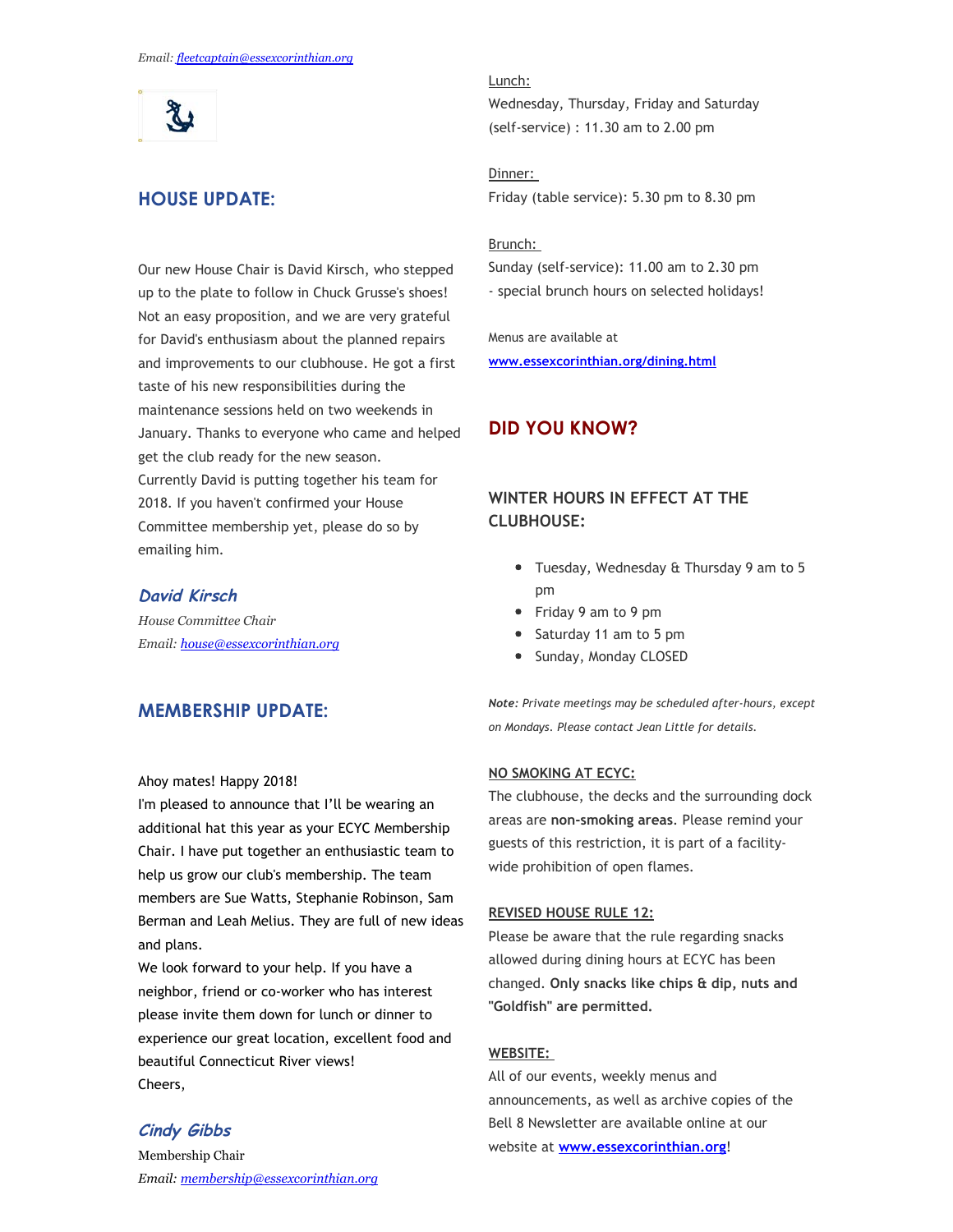*Email: [fleetcaptain@essexcorinthian.org](mailto:fleetcaptain@essexcorinthian.org)*

## HOUSE UPDATE:

Our new House Chair is David Kirsch, who stepped up to the plate to follow in Chuck Grusse's shoes! Not an easy proposition, and we are very grateful for David's enthusiasm about the planned repairs and improvements to our clubhouse. He got a first taste of his new responsibilities during the maintenance sessions held on two weekends in January. Thanks to everyone who came and helped get the club ready for the new season.
Currently David is putting together his team for 2018. If you haven't confirmed your House Committee membership yet, please do so by emailing him.

### *David Kirsch*

*House Committee Chair*
*Email: [house@essexcorinthian.org](mailto:house@essexcorinthian.org)*

## MEMBERSHIP UPDATE:

Ahoy mates! Happy 2018!
I'm pleased to announce that I'll be wearing an additional hat this year as your ECYC Membership Chair. I have put together an enthusiastic team to help us grow our club's membership. The team members are Sue Watts, Stephanie Robinson, Sam Berman and Leah Melius. They are full of new ideas and plans.
We look forward to your help. If you have a neighbor, friend or co-worker who has interest please invite them down for lunch or dinner to experience our great location, excellent food and beautiful Connecticut River views!
Cheers,

### *Cindy Gibbs*

Membership Chair
*Email: [membership@essexcorinthian.org](mailto:membership@essexcorinthian.org)*

Lunch:
Wednesday, Thursday, Friday and Saturday (self-service) : 11.30 am to 2.00 pm

Dinner:
Friday (table service): 5.30 pm to 8.30 pm

Brunch:
Sunday (self-service): 11.00 am to 2.30 pm
- special brunch hours on selected holidays!

Menus are available at
**[www.essexcorinthian.org/dining.html](http://www.essexcorinthian.org/dining.html)**

## DID YOU KNOW?

### WINTER HOURS IN EFFECT AT THE CLUBHOUSE:

- Tuesday, Wednesday & Thursday 9 am to 5 pm
- Friday 9 am to 9 pm
- Saturday 11 am to 5 pm
- Sunday, Monday CLOSED

***Note:*** *Private meetings may be scheduled after-hours, except on Mondays. Please contact Jean Little for details.*

**NO SMOKING AT ECYC:**
The clubhouse, the decks and the surrounding dock areas are **non-smoking areas**. Please remind your guests of this restriction, it is part of a facility-wide prohibition of open flames.

**REVISED HOUSE RULE 12:**
Please be aware that the rule regarding snacks allowed during dining hours at ECYC has been changed. **Only snacks like chips & dip, nuts and "Goldfish" are permitted.**

**WEBSITE:**
All of our events, weekly menus and announcements, as well as archive copies of the Bell 8 Newsletter are available online at our website at **[www.essexcorinthian.org](http://www.essexcorinthian.org)**!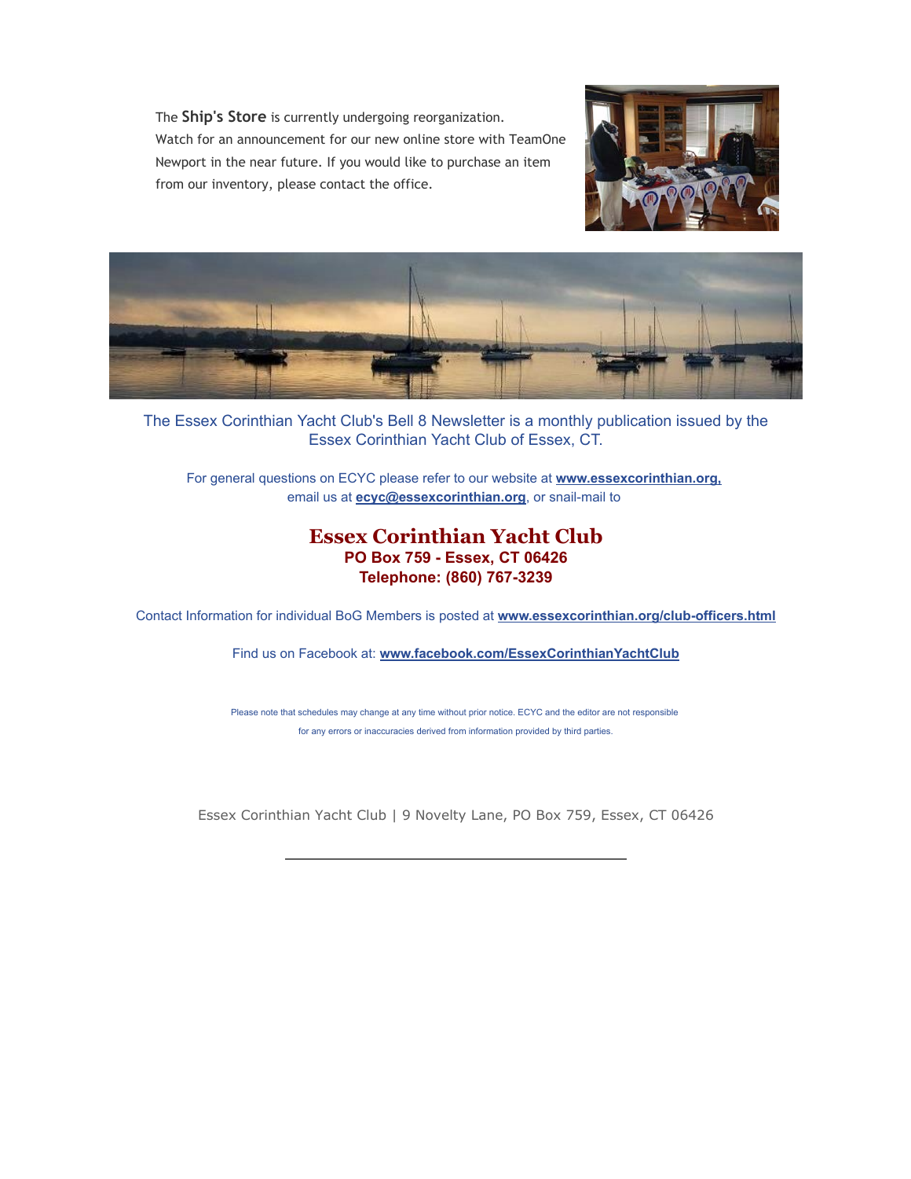The **Ship's Store** is currently undergoing reorganization. Watch for an announcement for our new online store with TeamOne Newport in the near future. If you would like to purchase an item from our inventory, please contact the office.

The Essex Corinthian Yacht Club's Bell 8 Newsletter is a monthly publication issued by the Essex Corinthian Yacht Club of Essex, CT.

For general questions on ECYC please refer to our website at **www.essexcorinthian.org,** email us at **ecyc@essexcorinthian.org**, or snail-mail to

**Essex Corinthian Yacht Club**
**PO Box 759 - Essex, CT 06426**
**Telephone: (860) 767-3239**

Contact Information for individual BoG Members is posted at **www.essexcorinthian.org/club-officers.html**

Find us on Facebook at: **www.facebook.com/EssexCorinthianYachtClub**

Please note that schedules may change at any time without prior notice. ECYC and the editor are not responsible for any errors or inaccuracies derived from information provided by third parties.

Essex Corinthian Yacht Club | 9 Novelty Lane, PO Box 759, Essex, CT 06426